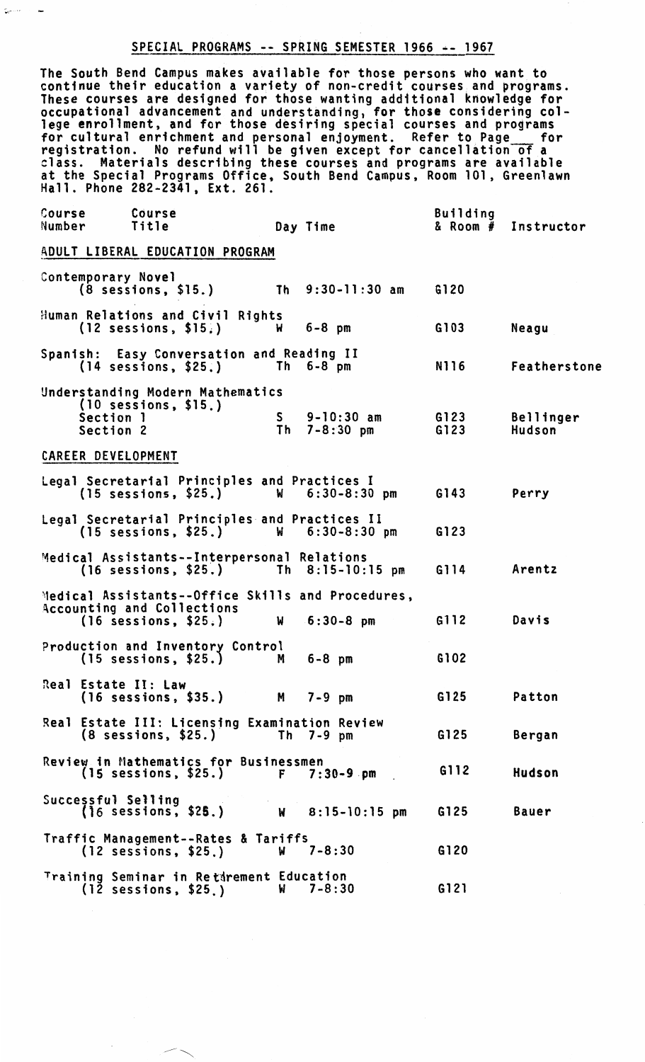## SPECIAL PROGRAMS -- SPRING SEMESTER 1966 -- 1967

The South Bend Campus makes available for those persons who want to continue their education a variety of non-credit courses and programs. These courses are designed for those wanting additional knowledge for occupational advancement and understanding, for those considering college enrollment, and for those desiring special courses and programs for cultural enrichment and personal enjoyment. Refer to Page___ for registration. No refund will be given except for cancellation of a class. Materials describing these courses and programs are available at the Special Programs Office, South Bend Campus, Room 101, Greenlawn Hall. Phone 282-2341, Ext. 261.

| Course Number | Course Title | Day | Time | Building & Room # | Instructor |
|---|---|---|---|---|---|
| | **ADULT LIBERAL EDUCATION PROGRAM** | | | | |
| | Contemporary Novel (8 sessions, $15.) | Th | 9:30-11:30 am | G120 | |
| | Human Relations and Civil Rights (12 sessions, $15.) | W | 6-8 pm | G103 | Neagu |
| | Spanish: Easy Conversation and Reading II (14 sessions, $25.) | Th | 6-8 pm | N116 | Featherstone |
| | Understanding Modern Mathematics (10 sessions, $15.) | | | | |
| | Section 1 | S | 9-10:30 am | G123 | Bellinger |
| | Section 2 | Th | 7-8:30 pm | G123 | Hudson |
| | **CAREER DEVELOPMENT** | | | | |
| | Legal Secretarial Principles and Practices I (15 sessions, $25.) | W | 6:30-8:30 pm | G143 | Perry |
| | Legal Secretarial Principles and Practices II (15 sessions, $25.) | W | 6:30-8:30 pm | G123 | |
| | Medical Assistants--Interpersonal Relations (16 sessions, $25.) | Th | 8:15-10:15 pm | G114 | Arentz |
| | Medical Assistants--Office Skills and Procedures, Accounting and Collections (16 sessions, $25.) | W | 6:30-8 pm | G112 | Davis |
| | Production and Inventory Control (15 sessions, $25.) | M | 6-8 pm | G102 | |
| | Real Estate II: Law (16 sessions, $35.) | M | 7-9 pm | G125 | Patton |
| | Real Estate III: Licensing Examination Review (8 sessions, $25.) | Th | 7-9 pm | G125 | Bergan |
| | Review in Mathematics for Businessmen (15 sessions, $25.) | F | 7:30-9 pm | G112 | Hudson |
| | Successful Selling (16 sessions, $25.) | W | 8:15-10:15 pm | G125 | Bauer |
| | Traffic Management--Rates & Tariffs (12 sessions, $25.) | W | 7-8:30 | G120 | |
| | Training Seminar in Retirement Education (12 sessions, $25.) | W | 7-8:30 | G121 | |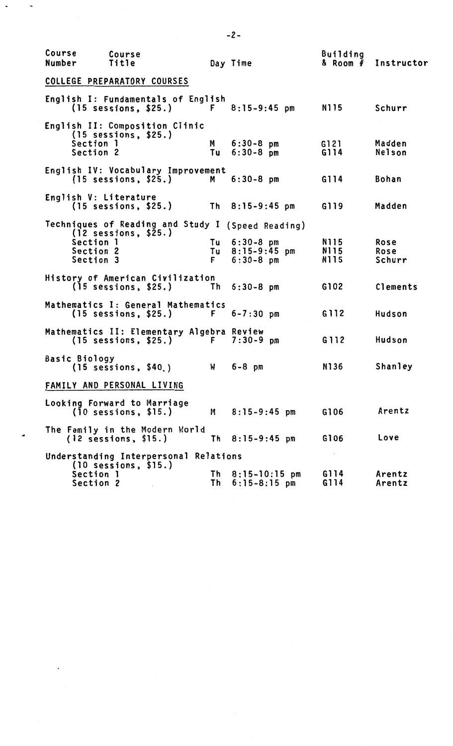| Course Number | Course Title | Day | Time | Building & Room # | Instructor |
|---|---|---|---|---|---|
| **COLLEGE PREPARATORY COURSES** | | | | | |
| | English I: Fundamentals of English (15 sessions, $25.) | F | 8:15-9:45 pm | N115 | Schurr |
| | English II: Composition Clinic (15 sessions, $25.) | | | | |
| | Section 1 | M | 6:30-8 pm | G121 | Madden |
| | Section 2 | Tu | 6:30-8 pm | G114 | Nelson |
| | English IV: Vocabulary Improvement (15 sessions, $25.) | M | 6:30-8 pm | G114 | Bohan |
| | English V: Literature (15 sessions, $25.) | Th | 8:15-9:45 pm | G119 | Madden |
| | Techniques of Reading and Study I (Speed Reading) (12 sessions, $25.) | | | | |
| | Section 1 | Tu | 6:30-8 pm | N115 | Rose |
| | Section 2 | Tu | 8:15-9:45 pm | N115 | Rose |
| | Section 3 | F | 6:30-8 pm | N115 | Schurr |
| | History of American Civilization (15 sessions, $25.) | Th | 6:30-8 pm | G102 | Clements |
| | Mathematics I: General Mathematics (15 sessions, $25.) | F | 6-7:30 pm | G112 | Hudson |
| | Mathematics II: Elementary Algebra Review (15 sessions, $25.) | F | 7:30-9 pm | G112 | Hudson |
| | Basic Biology (15 sessions, $40.) | W | 6-8 pm | N136 | Shanley |
| **FAMILY AND PERSONAL LIVING** | | | | | |
| | Looking Forward to Marriage (10 sessions, $15.) | M | 8:15-9:45 pm | G106 | Arentz |
| | The Family in the Modern World (12 sessions, $15.) | Th | 8:15-9:45 pm | G106 | Love |
| | Understanding Interpersonal Relations (10 sessions, $15.) | | | | |
| | Section 1 | Th | 8:15-10:15 pm | G114 | Arentz |
| | Section 2 | Th | 6:15-8:15 pm | G114 | Arentz |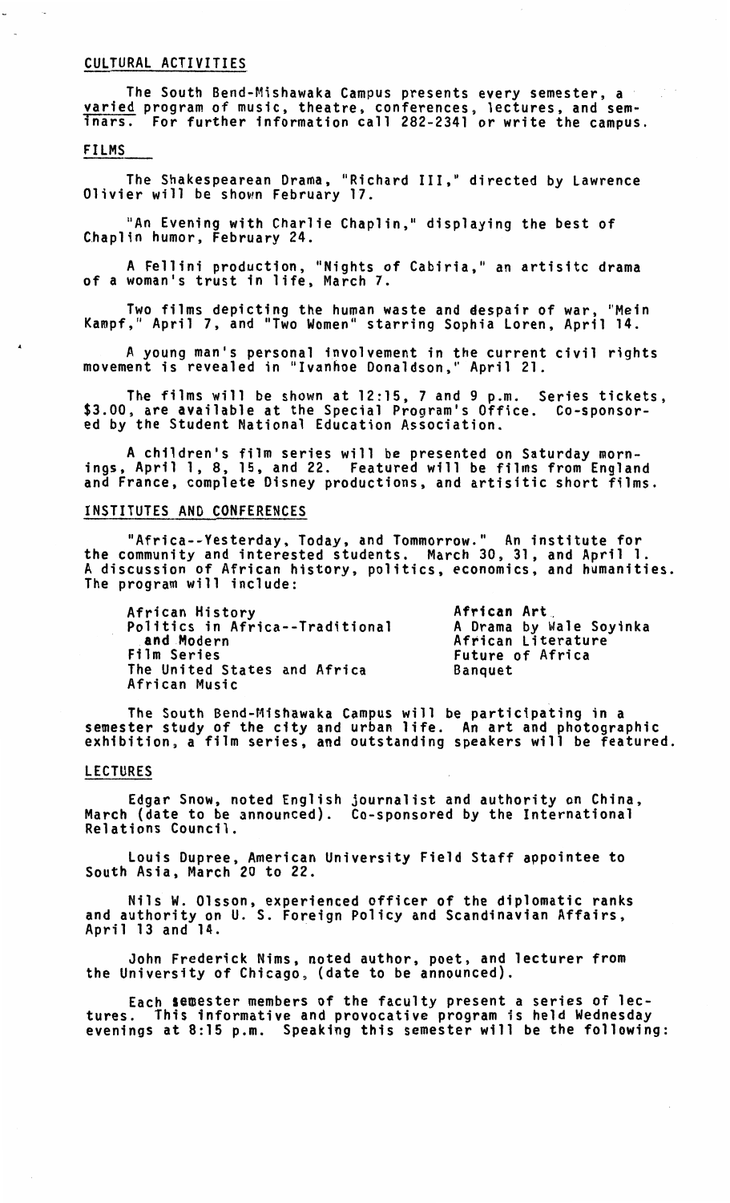## CULTURAL ACTIVITIES

The South Bend-Mishawaka Campus presents every semester, a varied program of music, theatre, conferences, lectures, and seminars. For further information call 282-2341 or write the campus.

## FILMS

The Shakespearean Drama, "Richard III," directed by Lawrence Olivier will be shown February 17.

"An Evening with Charlie Chaplin," displaying the best of Chaplin humor, February 24.

A Fellini production, "Nights of Cabiria," an artisitc drama of a woman's trust in life, March 7.

Two films depicting the human waste and despair of war, "Mein Kampf," April 7, and "Two Women" starring Sophia Loren, April 14.

A young man's personal involvement in the current civil rights movement is revealed in "Ivanhoe Donaldson," April 21.

The films will be shown at 12:15, 7 and 9 p.m. Series tickets, $3.00, are available at the Special Program's Office. Co-sponsored by the Student National Education Association.

A children's film series will be presented on Saturday mornings, April 1, 8, 15, and 22. Featured will be films from England and France, complete Disney productions, and artisitic short films.

## INSTITUTES AND CONFERENCES

"Africa--Yesterday, Today, and Tommorrow." An institute for the community and interested students. March 30, 31, and April 1. A discussion of African history, politics, economics, and humanities. The program will include:

- African History
- Politics in Africa--Traditional and Modern
- Film Series
- The United States and Africa
- African Music
- African Art
- A Drama by Wale Soyinka
- African Literature
- Future of Africa
- Banquet

The South Bend-Mishawaka Campus will be participating in a semester study of the city and urban life. An art and photographic exhibition, a film series, and outstanding speakers will be featured.

## LECTURES

Edgar Snow, noted English journalist and authority on China, March (date to be announced). Co-sponsored by the International Relations Council.

Louis Dupree, American University Field Staff appointee to South Asia, March 20 to 22.

Nils W. Olsson, experienced officer of the diplomatic ranks and authority on U. S. Foreign Policy and Scandinavian Affairs, April 13 and 14.

John Frederick Nims, noted author, poet, and lecturer from the University of Chicago, (date to be announced).

Each semester members of the faculty present a series of lectures. This informative and provocative program is held Wednesday evenings at 8:15 p.m. Speaking this semester will be the following: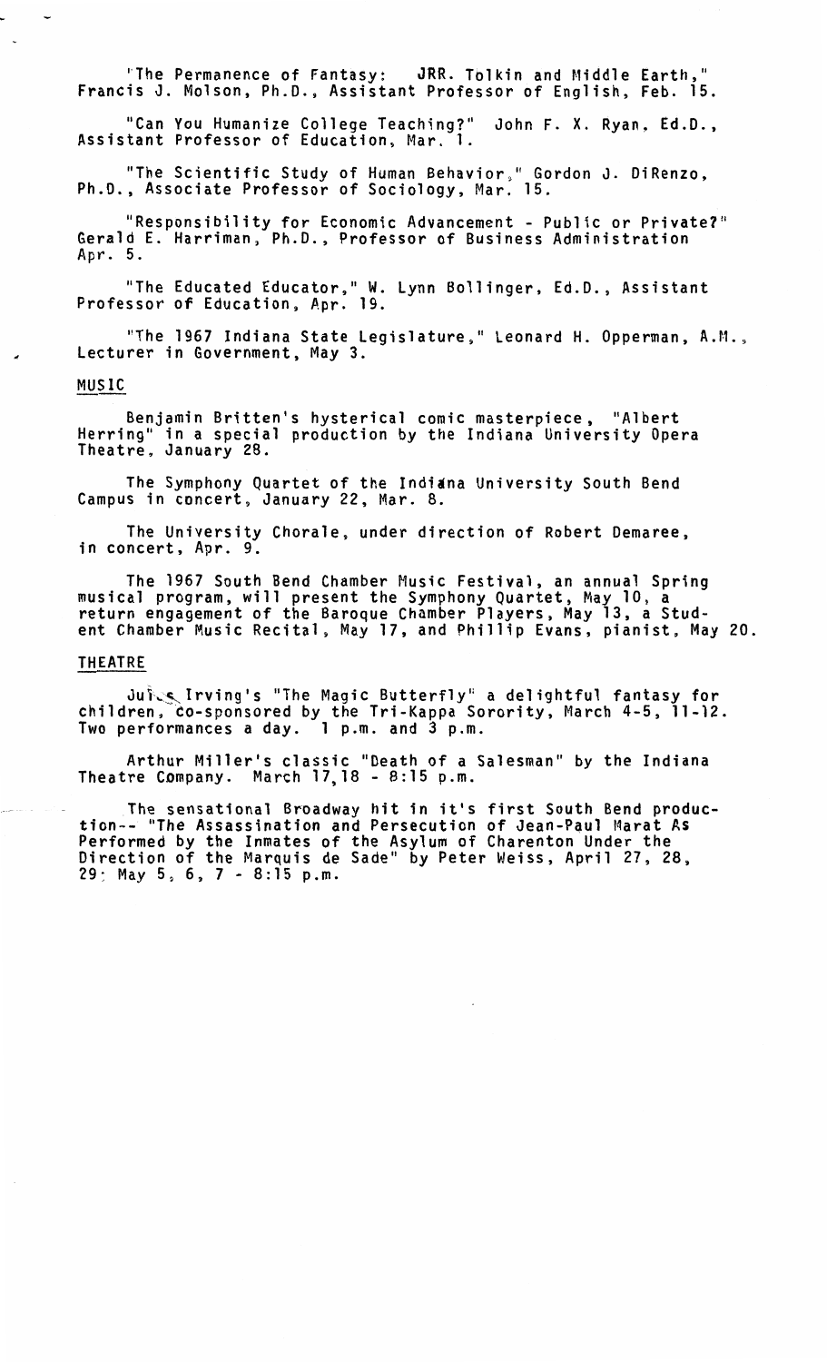"The Permanence of Fantasy: JRR. Tolkin and Middle Earth," Francis J. Molson, Ph.D., Assistant Professor of English, Feb. 15.

"Can You Humanize College Teaching?" John F. X. Ryan, Ed.D., Assistant Professor of Education, Mar. 1.

"The Scientific Study of Human Behavior," Gordon J. DiRenzo, Ph.D., Associate Professor of Sociology, Mar. 15.

"Responsibility for Economic Advancement - Public or Private?" Gerald E. Harriman, Ph.D., Professor of Business Administration Apr. 5.

"The Educated Educator," W. Lynn Bollinger, Ed.D., Assistant Professor of Education, Apr. 19.

"The 1967 Indiana State Legislature," Leonard H. Opperman, A.M., Lecturer in Government, May 3.

## MUSIC

Benjamin Britten's hysterical comic masterpiece, "Albert Herring" in a special production by the Indiana University Opera Theatre, January 28.

The Symphony Quartet of the Indiana University South Bend Campus in concert, January 22, Mar. 8.

The University Chorale, under direction of Robert Demaree, in concert, Apr. 9.

The 1967 South Bend Chamber Music Festival, an annual Spring musical program, will present the Symphony Quartet, May 10, a return engagement of the Baroque Chamber Players, May 13, a Student Chamber Music Recital, May 17, and Phillip Evans, pianist, May 20.

## THEATRE

Jules Irving's "The Magic Butterfly" a delightful fantasy for children, co-sponsored by the Tri-Kappa Sorority, March 4-5, 11-12. Two performances a day. 1 p.m. and 3 p.m.

Arthur Miller's classic "Death of a Salesman" by the Indiana Theatre Company. March 17,18 - 8:15 p.m.

The sensational Broadway hit in it's first South Bend production-- "The Assassination and Persecution of Jean-Paul Marat As Performed by the Inmates of the Asylum of Charenton Under the Direction of the Marquis de Sade" by Peter Weiss, April 27, 28, 29; May 5, 6, 7 - 8:15 p.m.